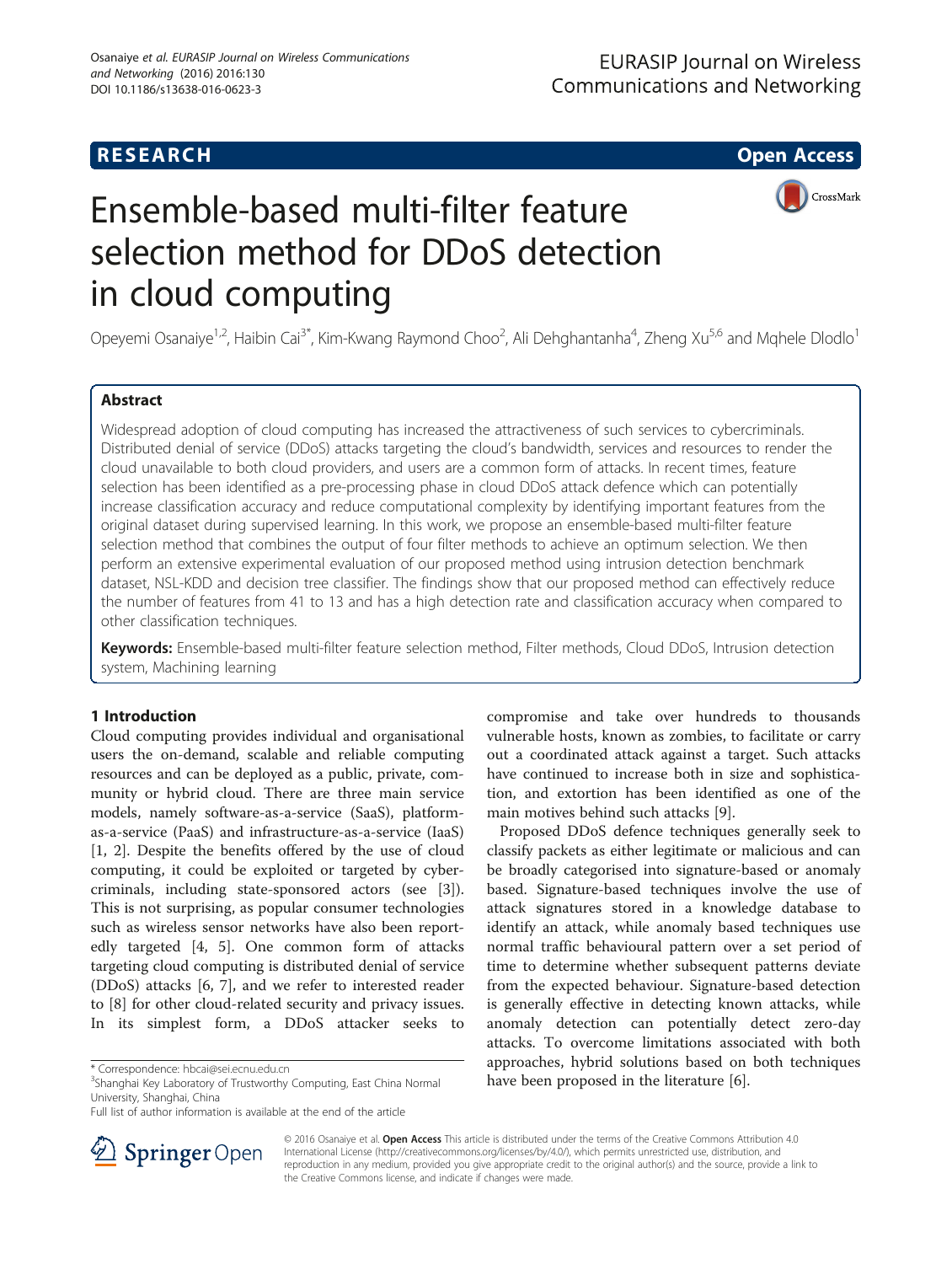**RESEARCH** **Open Access**

# Ensemble-based multi-filter feature selection method for DDoS detection in cloud computing

Opeyemi Osanaiye[1,2], Haibin Cai[3*], Kim-Kwang Raymond Choo[2], Ali Dehghantanha[4], Zheng Xu[5,6] and Mqhele Dlodlo[1]

## Abstract

Widespread adoption of cloud computing has increased the attractiveness of such services to cybercriminals. Distributed denial of service (DDoS) attacks targeting the cloud's bandwidth, services and resources to render the cloud unavailable to both cloud providers, and users are a common form of attacks. In recent times, feature selection has been identified as a pre-processing phase in cloud DDoS attack defence which can potentially increase classification accuracy and reduce computational complexity by identifying important features from the original dataset during supervised learning. In this work, we propose an ensemble-based multi-filter feature selection method that combines the output of four filter methods to achieve an optimum selection. We then perform an extensive experimental evaluation of our proposed method using intrusion detection benchmark dataset, NSL-KDD and decision tree classifier. The findings show that our proposed method can effectively reduce the number of features from 41 to 13 and has a high detection rate and classification accuracy when compared to other classification techniques.

**Keywords:** Ensemble-based multi-filter feature selection method, Filter methods, Cloud DDoS, Intrusion detection system, Machining learning

## 1 Introduction

Cloud computing provides individual and organisational users the on-demand, scalable and reliable computing resources and can be deployed as a public, private, community or hybrid cloud. There are three main service models, namely software-as-a-service (SaaS), platform-as-a-service (PaaS) and infrastructure-as-a-service (IaaS) [1, 2]. Despite the benefits offered by the use of cloud computing, it could be exploited or targeted by cybercriminals, including state-sponsored actors (see [3]). This is not surprising, as popular consumer technologies such as wireless sensor networks have also been reportedly targeted [4, 5]. One common form of attacks targeting cloud computing is distributed denial of service (DDoS) attacks [6, 7], and we refer to interested reader to [8] for other cloud-related security and privacy issues. In its simplest form, a DDoS attacker seeks to compromise and take over hundreds to thousands vulnerable hosts, known as zombies, to facilitate or carry out a coordinated attack against a target. Such attacks have continued to increase both in size and sophistication, and extortion has been identified as one of the main motives behind such attacks [9].

Proposed DDoS defence techniques generally seek to classify packets as either legitimate or malicious and can be broadly categorised into signature-based or anomaly based. Signature-based techniques involve the use of attack signatures stored in a knowledge database to identify an attack, while anomaly based techniques use normal traffic behavioural pattern over a set period of time to determine whether subsequent patterns deviate from the expected behaviour. Signature-based detection is generally effective in detecting known attacks, while anomaly detection can potentially detect zero-day attacks. To overcome limitations associated with both approaches, hybrid solutions based on both techniques have been proposed in the literature [6].

\* Correspondence: hbcai@sei.ecnu.edu.cn
[3]Shanghai Key Laboratory of Trustworthy Computing, East China Normal University, Shanghai, China
Full list of author information is available at the end of the article

© 2016 Osanaiye et al. **Open Access** This article is distributed under the terms of the Creative Commons Attribution 4.0 International License (http://creativecommons.org/licenses/by/4.0/), which permits unrestricted use, distribution, and reproduction in any medium, provided you give appropriate credit to the original author(s) and the source, provide a link to the Creative Commons license, and indicate if changes were made.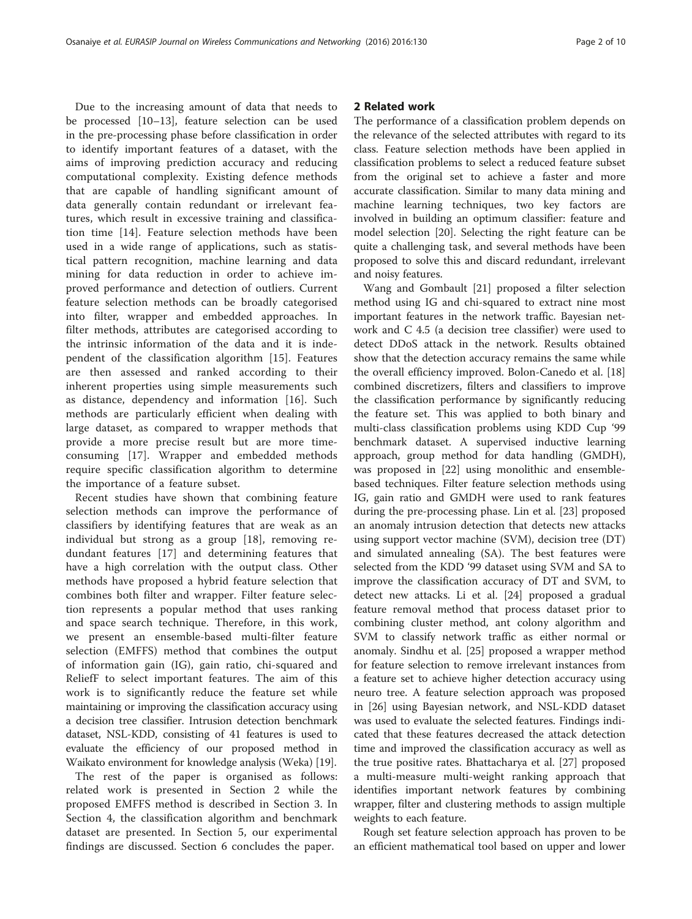Due to the increasing amount of data that needs to be processed [10–13], feature selection can be used in the pre-processing phase before classification in order to identify important features of a dataset, with the aims of improving prediction accuracy and reducing computational complexity. Existing defence methods that are capable of handling significant amount of data generally contain redundant or irrelevant features, which result in excessive training and classification time [14]. Feature selection methods have been used in a wide range of applications, such as statistical pattern recognition, machine learning and data mining for data reduction in order to achieve improved performance and detection of outliers. Current feature selection methods can be broadly categorised into filter, wrapper and embedded approaches. In filter methods, attributes are categorised according to the intrinsic information of the data and it is independent of the classification algorithm [15]. Features are then assessed and ranked according to their inherent properties using simple measurements such as distance, dependency and information [16]. Such methods are particularly efficient when dealing with large dataset, as compared to wrapper methods that provide a more precise result but are more time-consuming [17]. Wrapper and embedded methods require specific classification algorithm to determine the importance of a feature subset.

Recent studies have shown that combining feature selection methods can improve the performance of classifiers by identifying features that are weak as an individual but strong as a group [18], removing redundant features [17] and determining features that have a high correlation with the output class. Other methods have proposed a hybrid feature selection that combines both filter and wrapper. Filter feature selection represents a popular method that uses ranking and space search technique. Therefore, in this work, we present an ensemble-based multi-filter feature selection (EMFFS) method that combines the output of information gain (IG), gain ratio, chi-squared and ReliefF to select important features. The aim of this work is to significantly reduce the feature set while maintaining or improving the classification accuracy using a decision tree classifier. Intrusion detection benchmark dataset, NSL-KDD, consisting of 41 features is used to evaluate the efficiency of our proposed method in Waikato environment for knowledge analysis (Weka) [19].

The rest of the paper is organised as follows: related work is presented in Section 2 while the proposed EMFFS method is described in Section 3. In Section 4, the classification algorithm and benchmark dataset are presented. In Section 5, our experimental findings are discussed. Section 6 concludes the paper.

## 2 Related work

The performance of a classification problem depends on the relevance of the selected attributes with regard to its class. Feature selection methods have been applied in classification problems to select a reduced feature subset from the original set to achieve a faster and more accurate classification. Similar to many data mining and machine learning techniques, two key factors are involved in building an optimum classifier: feature and model selection [20]. Selecting the right feature can be quite a challenging task, and several methods have been proposed to solve this and discard redundant, irrelevant and noisy features.

Wang and Gombault [21] proposed a filter selection method using IG and chi-squared to extract nine most important features in the network traffic. Bayesian network and C 4.5 (a decision tree classifier) were used to detect DDoS attack in the network. Results obtained show that the detection accuracy remains the same while the overall efficiency improved. Bolon-Canedo et al. [18] combined discretizers, filters and classifiers to improve the classification performance by significantly reducing the feature set. This was applied to both binary and multi-class classification problems using KDD Cup '99 benchmark dataset. A supervised inductive learning approach, group method for data handling (GMDH), was proposed in [22] using monolithic and ensemble-based techniques. Filter feature selection methods using IG, gain ratio and GMDH were used to rank features during the pre-processing phase. Lin et al. [23] proposed an anomaly intrusion detection that detects new attacks using support vector machine (SVM), decision tree (DT) and simulated annealing (SA). The best features were selected from the KDD '99 dataset using SVM and SA to improve the classification accuracy of DT and SVM, to detect new attacks. Li et al. [24] proposed a gradual feature removal method that process dataset prior to combining cluster method, ant colony algorithm and SVM to classify network traffic as either normal or anomaly. Sindhu et al. [25] proposed a wrapper method for feature selection to remove irrelevant instances from a feature set to achieve higher detection accuracy using neuro tree. A feature selection approach was proposed in [26] using Bayesian network, and NSL-KDD dataset was used to evaluate the selected features. Findings indicated that these features decreased the attack detection time and improved the classification accuracy as well as the true positive rates. Bhattacharya et al. [27] proposed a multi-measure multi-weight ranking approach that identifies important network features by combining wrapper, filter and clustering methods to assign multiple weights to each feature.

Rough set feature selection approach has proven to be an efficient mathematical tool based on upper and lower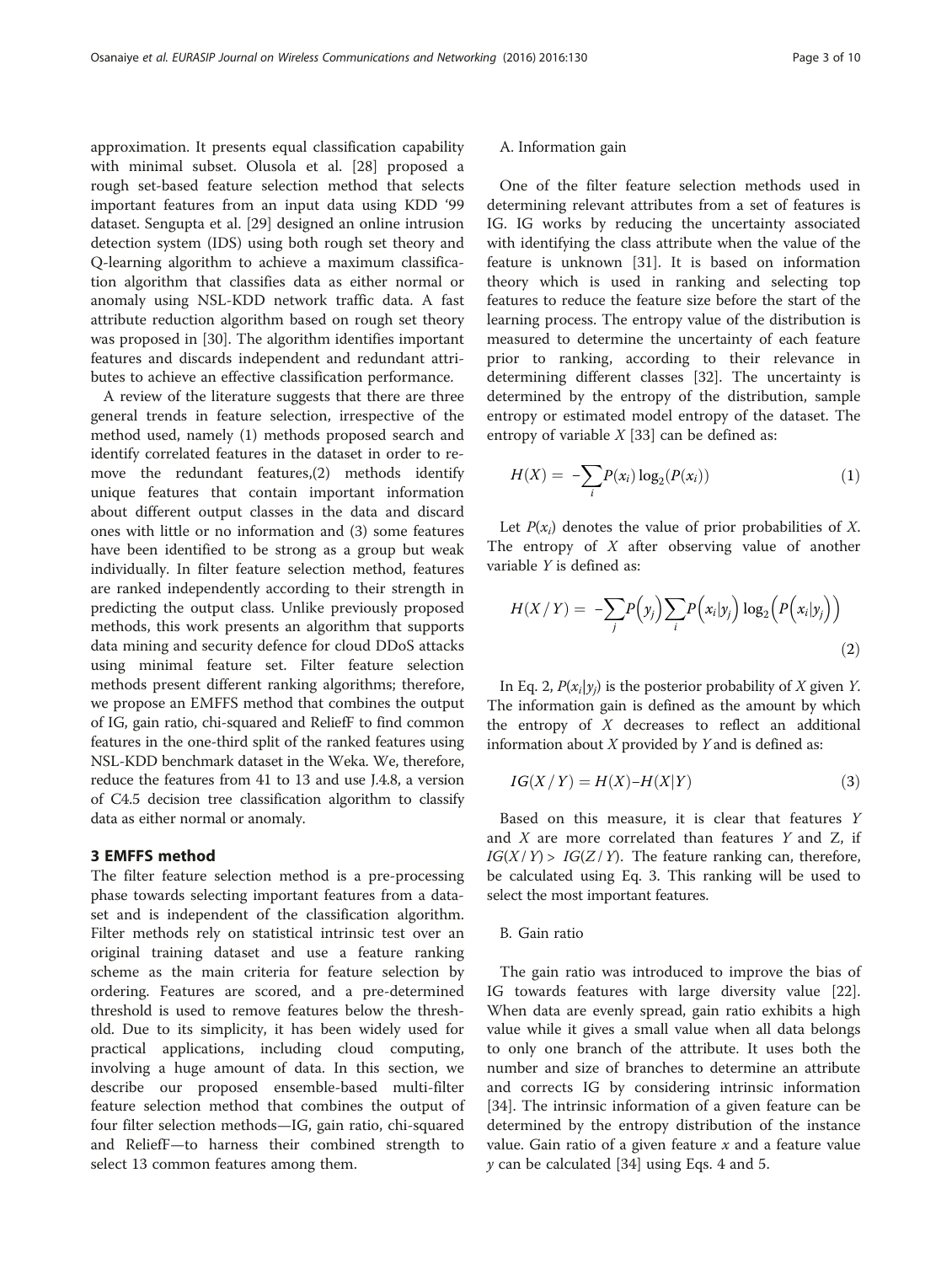approximation. It presents equal classification capability with minimal subset. Olusola et al. [28] proposed a rough set-based feature selection method that selects important features from an input data using KDD '99 dataset. Sengupta et al. [29] designed an online intrusion detection system (IDS) using both rough set theory and Q-learning algorithm to achieve a maximum classification algorithm that classifies data as either normal or anomaly using NSL-KDD network traffic data. A fast attribute reduction algorithm based on rough set theory was proposed in [30]. The algorithm identifies important features and discards independent and redundant attributes to achieve an effective classification performance.

A review of the literature suggests that there are three general trends in feature selection, irrespective of the method used, namely (1) methods proposed search and identify correlated features in the dataset in order to remove the redundant features,(2) methods identify unique features that contain important information about different output classes in the data and discard ones with little or no information and (3) some features have been identified to be strong as a group but weak individually. In filter feature selection method, features are ranked independently according to their strength in predicting the output class. Unlike previously proposed methods, this work presents an algorithm that supports data mining and security defence for cloud DDoS attacks using minimal feature set. Filter feature selection methods present different ranking algorithms; therefore, we propose an EMFFS method that combines the output of IG, gain ratio, chi-squared and ReliefF to find common features in the one-third split of the ranked features using NSL-KDD benchmark dataset in the Weka. We, therefore, reduce the features from 41 to 13 and use J.4.8, a version of C4.5 decision tree classification algorithm to classify data as either normal or anomaly.

## 3 EMFFS method

The filter feature selection method is a pre-processing phase towards selecting important features from a dataset and is independent of the classification algorithm. Filter methods rely on statistical intrinsic test over an original training dataset and use a feature ranking scheme as the main criteria for feature selection by ordering. Features are scored, and a pre-determined threshold is used to remove features below the threshold. Due to its simplicity, it has been widely used for practical applications, including cloud computing, involving a huge amount of data. In this section, we describe our proposed ensemble-based multi-filter feature selection method that combines the output of four filter selection methods—IG, gain ratio, chi-squared and ReliefF—to harness their combined strength to select 13 common features among them.

### A. Information gain

One of the filter feature selection methods used in determining relevant attributes from a set of features is IG. IG works by reducing the uncertainty associated with identifying the class attribute when the value of the feature is unknown [31]. It is based on information theory which is used in ranking and selecting top features to reduce the feature size before the start of the learning process. The entropy value of the distribution is measured to determine the uncertainty of each feature prior to ranking, according to their relevance in determining different classes [32]. The uncertainty is determined by the entropy of the distribution, sample entropy or estimated model entropy of the dataset. The entropy of variable $X$ [33] can be defined as:

$$H(X) = -\sum_{i} P(x_i)\log_2(P(x_i)) \tag{1}$$

Let $P(x_i)$ denotes the value of prior probabilities of $X$. The entropy of $X$ after observing value of another variable $Y$ is defined as:

$$H(X/Y) = -\sum_{j} P\left(y_j\right)\sum_{i} P\left(x_i|y_j\right)\log_2\left(P\left(x_i|y_j\right)\right) \tag{2}$$

In Eq. 2, $P(x_i|y_j)$ is the posterior probability of $X$ given $Y$. The information gain is defined as the amount by which the entropy of $X$ decreases to reflect an additional information about $X$ provided by $Y$ and is defined as:

$$IG(X/Y) = H(X)–H(X|Y) \tag{3}$$

Based on this measure, it is clear that features $Y$ and $X$ are more correlated than features $Y$ and Z, if $IG(X/Y) > IG(Z/Y)$. The feature ranking can, therefore, be calculated using Eq. 3. This ranking will be used to select the most important features.

### B. Gain ratio

The gain ratio was introduced to improve the bias of IG towards features with large diversity value [22]. When data are evenly spread, gain ratio exhibits a high value while it gives a small value when all data belongs to only one branch of the attribute. It uses both the number and size of branches to determine an attribute and corrects IG by considering intrinsic information [34]. The intrinsic information of a given feature can be determined by the entropy distribution of the instance value. Gain ratio of a given feature $x$ and a feature value $y$ can be calculated [34] using Eqs. 4 and 5.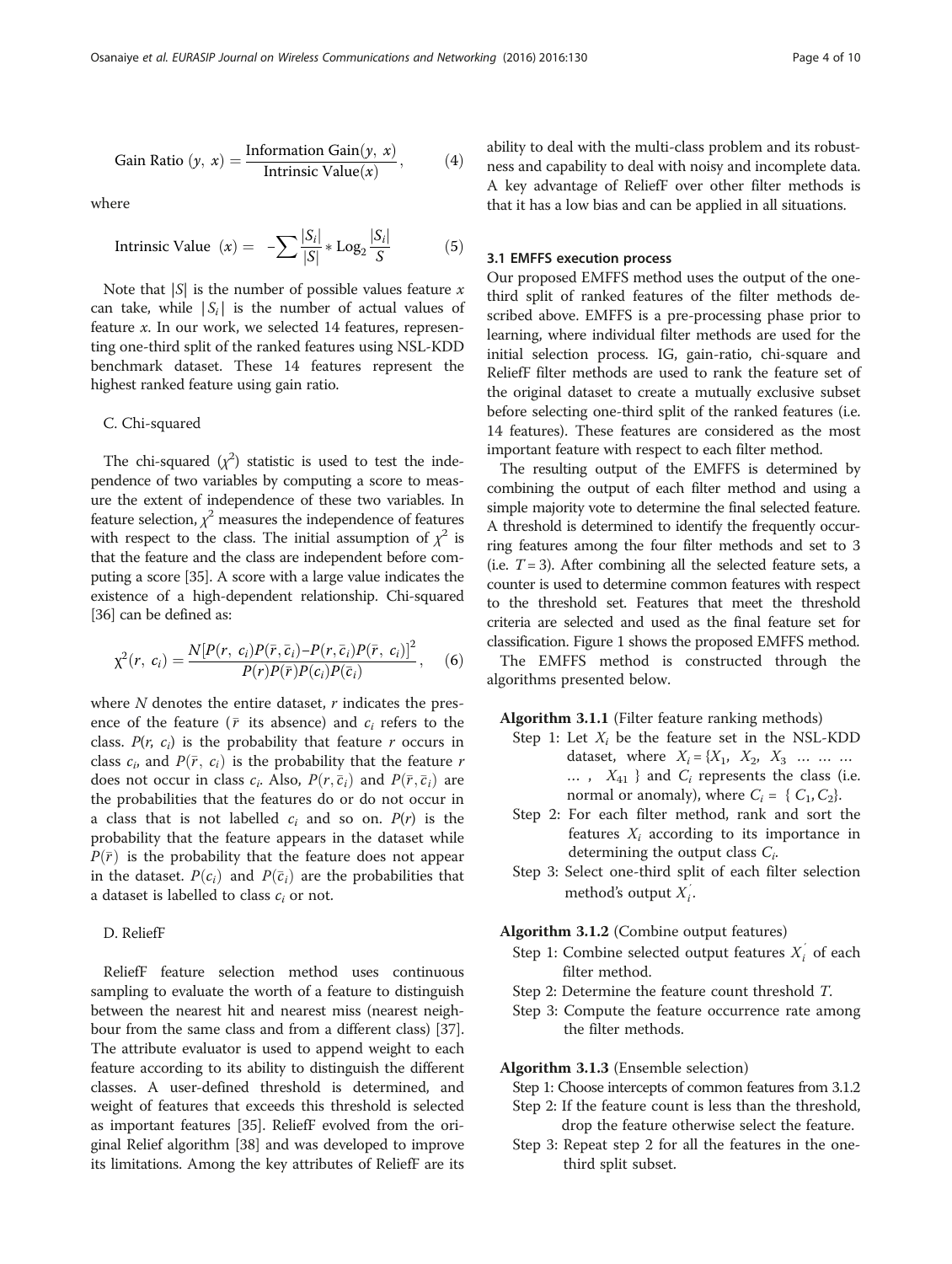$$\text{Gain Ratio }(y,\ x) = \frac{\text{Information Gain}(y,\ x)}{\text{Intrinsic Value}(x)}, \tag{4}$$

where

$$\text{Intrinsic Value }\ (x) = \ -\sum \frac{|S_i|}{|S|} * \text{Log}_2 \frac{|S_i|}{S} \tag{5}$$

Note that $|S|$ is the number of possible values feature $x$ can take, while $|S_i|$ is the number of actual values of feature $x$. In our work, we selected 14 features, representing one-third split of the ranked features using NSL-KDD benchmark dataset. These 14 features represent the highest ranked feature using gain ratio.

C. Chi-squared

The chi-squared ($\chi^2$) statistic is used to test the independence of two variables by computing a score to measure the extent of independence of these two variables. In feature selection, $\chi^2$ measures the independence of features with respect to the class. The initial assumption of $\chi^2$ is that the feature and the class are independent before computing a score [35]. A score with a large value indicates the existence of a high-dependent relationship. Chi-squared [36] can be defined as:

$$\chi^2(r,\ c_i) = \frac{N[P(r,\ c_i)P(\bar{r}, \bar{c}_i) - P(r, \bar{c}_i)P(\bar{r},\ c_i)]^2}{P(r)P(\bar{r})P(c_i)P(\bar{c}_i)}, \tag{6}$$

where $N$ denotes the entire dataset, $r$ indicates the presence of the feature ($\bar{r}$ its absence) and $c_i$ refers to the class. $P(r,\ c_i)$ is the probability that feature $r$ occurs in class $c_i$, and $P(\bar{r},\ c_i)$ is the probability that the feature $r$ does not occur in class $c_i$. Also, $P(r, \bar{c}_i)$ and $P(\bar{r}, \bar{c}_i)$ are the probabilities that the features do or do not occur in a class that is not labelled $c_i$ and so on. $P(r)$ is the probability that the feature appears in the dataset while $P(\bar{r})$ is the probability that the feature does not appear in the dataset. $P(c_i)$ and $P(\bar{c}_i)$ are the probabilities that a dataset is labelled to class $c_i$ or not.

D. ReliefF

ReliefF feature selection method uses continuous sampling to evaluate the worth of a feature to distinguish between the nearest hit and nearest miss (nearest neighbour from the same class and from a different class) [37]. The attribute evaluator is used to append weight to each feature according to its ability to distinguish the different classes. A user-defined threshold is determined, and weight of features that exceeds this threshold is selected as important features [35]. ReliefF evolved from the original Relief algorithm [38] and was developed to improve its limitations. Among the key attributes of ReliefF are its ability to deal with the multi-class problem and its robustness and capability to deal with noisy and incomplete data. A key advantage of ReliefF over other filter methods is that it has a low bias and can be applied in all situations.

### 3.1 EMFFS execution process

Our proposed EMFFS method uses the output of the one-third split of ranked features of the filter methods described above. EMFFS is a pre-processing phase prior to learning, where individual filter methods are used for the initial selection process. IG, gain-ratio, chi-square and ReliefF filter methods are used to rank the feature set of the original dataset to create a mutually exclusive subset before selecting one-third split of the ranked features (i.e. 14 features). These features are considered as the most important feature with respect to each filter method.

The resulting output of the EMFFS is determined by combining the output of each filter method and using a simple majority vote to determine the final selected feature. A threshold is determined to identify the frequently occurring features among the four filter methods and set to 3 (i.e. $T = 3$). After combining all the selected feature sets, a counter is used to determine common features with respect to the threshold set. Features that meet the threshold criteria are selected and used as the final feature set for classification. Figure 1 shows the proposed EMFFS method.

The EMFFS method is constructed through the algorithms presented below.

**Algorithm 3.1.1** (Filter feature ranking methods)

- Step 1: Let $X_i$ be the feature set in the NSL-KDD dataset, where $X_i = \{X_1,\ X_2,\ X_3\ \dots\ \dots\ \dots\ \dots\ ,\ \ X_{41}\}$ and $C_i$ represents the class (i.e. normal or anomaly), where $C_i = \{C_1, C_2\}$.
- Step 2: For each filter method, rank and sort the features $X_i$ according to its importance in determining the output class $C_i$.
- Step 3: Select one-third split of each filter selection method's output $X_i^{'}$.

**Algorithm 3.1.2** (Combine output features)

- Step 1: Combine selected output features $X_i^{'}$ of each filter method.
- Step 2: Determine the feature count threshold $T$.
- Step 3: Compute the feature occurrence rate among the filter methods.

**Algorithm 3.1.3** (Ensemble selection)

- Step 1: Choose intercepts of common features from 3.1.2
- Step 2: If the feature count is less than the threshold, drop the feature otherwise select the feature.
- Step 3: Repeat step 2 for all the features in the one-third split subset.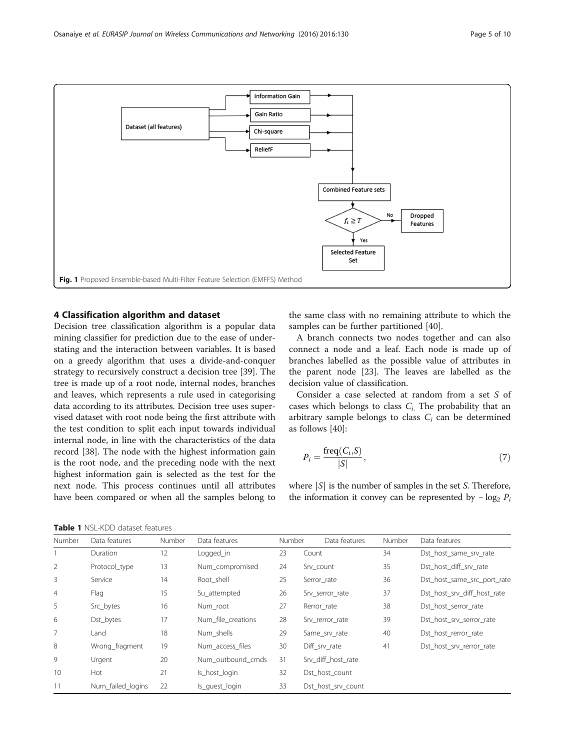Fig. 1 Proposed Ensemble-based Multi-Filter Feature Selection (EMFFS) Method

## 4 Classification algorithm and dataset

Decision tree classification algorithm is a popular data mining classifier for prediction due to the ease of understating and the interaction between variables. It is based on a greedy algorithm that uses a divide-and-conquer strategy to recursively construct a decision tree [39]. The tree is made up of a root node, internal nodes, branches and leaves, which represents a rule used in categorising data according to its attributes. Decision tree uses supervised dataset with root node being the first attribute with the test condition to split each input towards individual internal node, in line with the characteristics of the data record [38]. The node with the highest information gain is the root node, and the preceding node with the next highest information gain is selected as the test for the next node. This process continues until all attributes have been compared or when all the samples belong to the same class with no remaining attribute to which the samples can be further partitioned [40].

A branch connects two nodes together and can also connect a node and a leaf. Each node is made up of branches labelled as the possible value of attributes in the parent node [23]. The leaves are labelled as the decision value of classification.

Consider a case selected at random from a set $S$ of cases which belongs to class $C_i$. The probability that an arbitrary sample belongs to class $C_i$ can be determined as follows [40]:

$$P_i = \frac{\text{freq}(C_i, S)}{|S|}, \tag{7}$$

where $|S|$ is the number of samples in the set $S$. Therefore, the information it convey can be represented by $-\log_2 P_i$

**Table 1** NSL-KDD dataset features

| Number | Data features | Number | Data features | Number | Data features | Number | Data features |
|---|---|---|---|---|---|---|---|
| 1 | Duration | 12 | Logged_in | 23 | Count | 34 | Dst_host_same_srv_rate |
| 2 | Protocol_type | 13 | Num_compromised | 24 | Srv_count | 35 | Dst_host_diff_srv_rate |
| 3 | Service | 14 | Root_shell | 25 | Serror_rate | 36 | Dst_host_same_src_port_rate |
| 4 | Flag | 15 | Su_attempted | 26 | Srv_serror_rate | 37 | Dst_host_srv_diff_host_rate |
| 5 | Src_bytes | 16 | Num_root | 27 | Rerror_rate | 38 | Dst_host_serror_rate |
| 6 | Dst_bytes | 17 | Num_file_creations | 28 | Srv_rerror_rate | 39 | Dst_host_srv_serror_rate |
| 7 | Land | 18 | Num_shells | 29 | Same_srv_rate | 40 | Dst_host_rerror_rate |
| 8 | Wrong_fragment | 19 | Num_access_files | 30 | Diff_srv_rate | 41 | Dst_host_srv_rerror_rate |
| 9 | Urgent | 20 | Num_outbound_cmds | 31 | Srv_diff_host_rate | | |
| 10 | Hot | 21 | Is_host_login | 32 | Dst_host_count | | |
| 11 | Num_failed_logins | 22 | Is_guest_login | 33 | Dst_host_srv_count | | |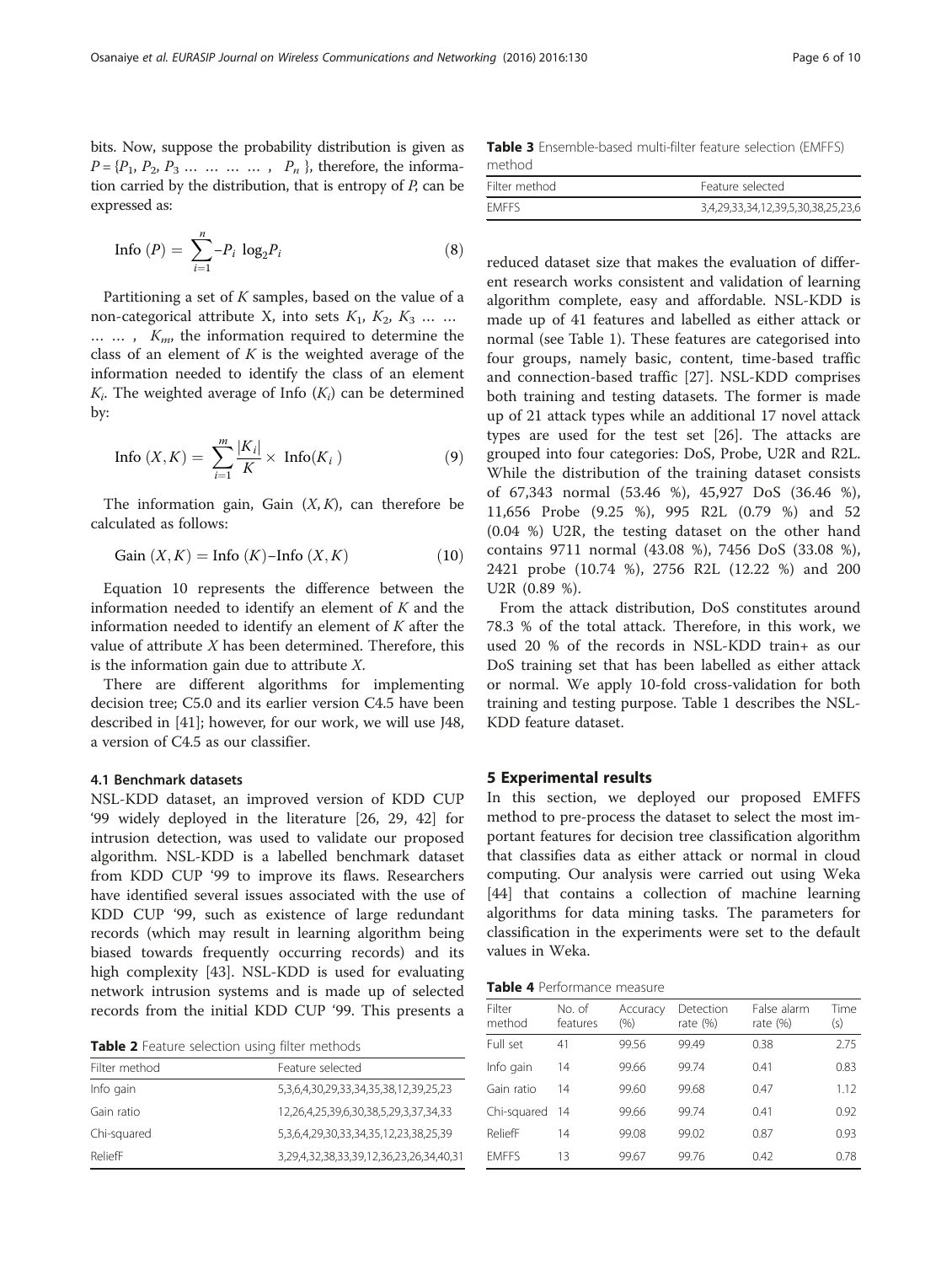bits. Now, suppose the probability distribution is given as $P = \{P_1, P_2, P_3 \dots \dots \dots \dots, P_n\}$, therefore, the information carried by the distribution, that is entropy of $P$, can be expressed as:

$$\text{Info}(P) = \sum_{i=1}^{n} -P_i \log_2 P_i \tag{8}$$

Partitioning a set of $K$ samples, based on the value of a non-categorical attribute X, into sets $K_1, K_2, K_3 \dots \dots \dots \dots, K_m$, the information required to determine the class of an element of $K$ is the weighted average of the information needed to identify the class of an element $K_i$. The weighted average of Info ($K_i$) can be determined by:

$$\text{Info}(X, K) = \sum_{i=1}^{m} \frac{|K_i|}{K} \times \text{Info}(K_i) \tag{9}$$

The information gain, Gain $(X, K)$, can therefore be calculated as follows:

$$\text{Gain}(X, K) = \text{Info}(K) - \text{Info}(X, K) \tag{10}$$

Equation 10 represents the difference between the information needed to identify an element of $K$ and the information needed to identify an element of $K$ after the value of attribute $X$ has been determined. Therefore, this is the information gain due to attribute $X$.

There are different algorithms for implementing decision tree; C5.0 and its earlier version C4.5 have been described in [41]; however, for our work, we will use J48, a version of C4.5 as our classifier.

### 4.1 Benchmark datasets

NSL-KDD dataset, an improved version of KDD CUP '99 widely deployed in the literature [26, 29, 42] for intrusion detection, was used to validate our proposed algorithm. NSL-KDD is a labelled benchmark dataset from KDD CUP '99 to improve its flaws. Researchers have identified several issues associated with the use of KDD CUP '99, such as existence of large redundant records (which may result in learning algorithm being biased towards frequently occurring records) and its high complexity [43]. NSL-KDD is used for evaluating network intrusion systems and is made up of selected records from the initial KDD CUP '99. This presents a reduced dataset size that makes the evaluation of different research works consistent and validation of learning algorithm complete, easy and affordable. NSL-KDD is made up of 41 features and labelled as either attack or normal (see Table 1). These features are categorised into four groups, namely basic, content, time-based traffic and connection-based traffic [27]. NSL-KDD comprises both training and testing datasets. The former is made up of 21 attack types while an additional 17 novel attack types are used for the test set [26]. The attacks are grouped into four categories: DoS, Probe, U2R and R2L. While the distribution of the training dataset consists of 67,343 normal (53.46 %), 45,927 DoS (36.46 %), 11,656 Probe (9.25 %), 995 R2L (0.79 %) and 52 (0.04 %) U2R, the testing dataset on the other hand contains 9711 normal (43.08 %), 7456 DoS (33.08 %), 2421 probe (10.74 %), 2756 R2L (12.22 %) and 200 U2R (0.89 %).

From the attack distribution, DoS constitutes around 78.3 % of the total attack. Therefore, in this work, we used 20 % of the records in NSL-KDD train+ as our DoS training set that has been labelled as either attack or normal. We apply 10-fold cross-validation for both training and testing purpose. Table 1 describes the NSL-KDD feature dataset.

**Table 2** Feature selection using filter methods

| Filter method | Feature selected |
|---|---|
| Info gain | 5,3,6,4,30,29,33,34,35,38,12,39,25,23 |
| Gain ratio | 12,26,4,25,39,6,30,38,5,29,3,37,34,33 |
| Chi-squared | 5,3,6,4,29,30,33,34,35,12,23,38,25,39 |
| ReliefF | 3,29,4,32,38,33,39,12,36,23,26,34,40,31 |

**Table 3** Ensemble-based multi-filter feature selection (EMFFS) method

| Filter method | Feature selected |
|---|---|
| EMFFS | 3,4,29,33,34,12,39,5,30,38,25,23,6 |

## 5 Experimental results

In this section, we deployed our proposed EMFFS method to pre-process the dataset to select the most important features for decision tree classification algorithm that classifies data as either attack or normal in cloud computing. Our analysis were carried out using Weka [44] that contains a collection of machine learning algorithms for data mining tasks. The parameters for classification in the experiments were set to the default values in Weka.

**Table 4** Performance measure

| Filter method | No. of features | Accuracy (%) | Detection rate (%) | False alarm rate (%) | Time (s) |
|---|---|---|---|---|---|
| Full set | 41 | 99.56 | 99.49 | 0.38 | 2.75 |
| Info gain | 14 | 99.66 | 99.74 | 0.41 | 0.83 |
| Gain ratio | 14 | 99.60 | 99.68 | 0.47 | 1.12 |
| Chi-squared | 14 | 99.66 | 99.74 | 0.41 | 0.92 |
| ReliefF | 14 | 99.08 | 99.02 | 0.87 | 0.93 |
| EMFFS | 13 | 99.67 | 99.76 | 0.42 | 0.78 |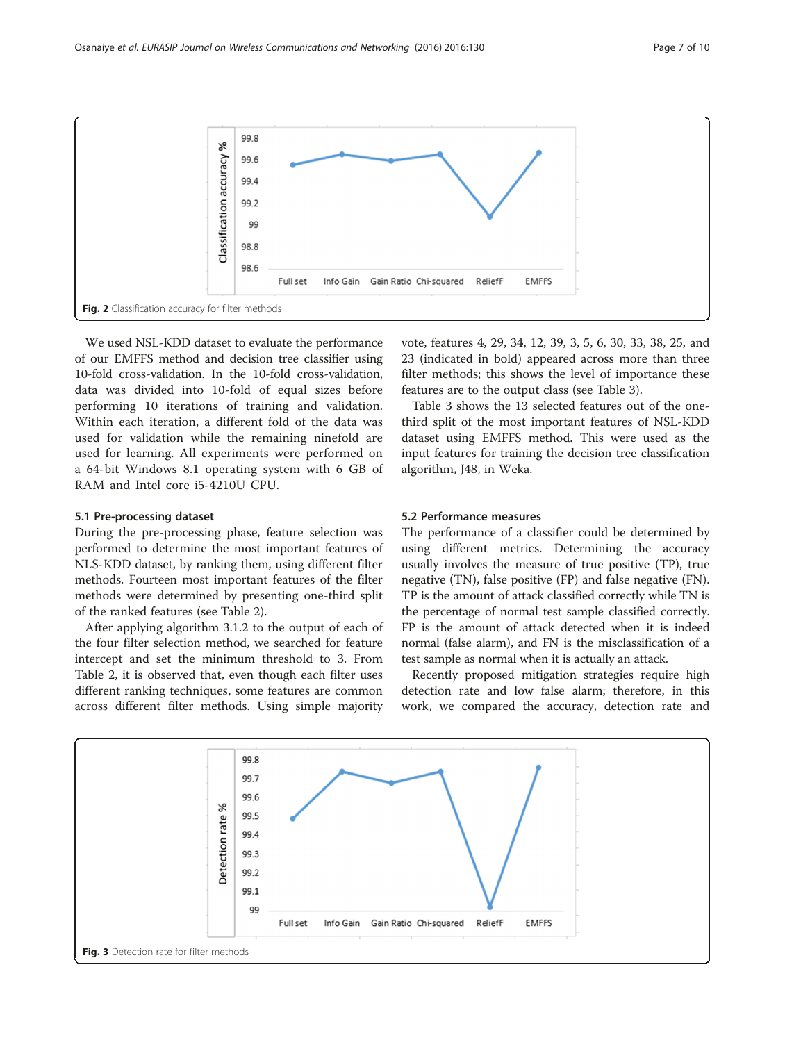Fig. 2 Classification accuracy for filter methods

We used NSL-KDD dataset to evaluate the performance of our EMFFS method and decision tree classifier using 10-fold cross-validation. In the 10-fold cross-validation, data was divided into 10-fold of equal sizes before performing 10 iterations of training and validation. Within each iteration, a different fold of the data was used for validation while the remaining ninefold are used for learning. All experiments were performed on a 64-bit Windows 8.1 operating system with 6 GB of RAM and Intel core i5-4210U CPU.

### 5.1 Pre-processing dataset

During the pre-processing phase, feature selection was performed to determine the most important features of NLS-KDD dataset, by ranking them, using different filter methods. Fourteen most important features of the filter methods were determined by presenting one-third split of the ranked features (see Table 2).

After applying algorithm 3.1.2 to the output of each of the four filter selection method, we searched for feature intercept and set the minimum threshold to 3. From Table 2, it is observed that, even though each filter uses different ranking techniques, some features are common across different filter methods. Using simple majority vote, features 4, 29, 34, 12, 39, 3, 5, 6, 30, 33, 38, 25, and 23 (indicated in bold) appeared across more than three filter methods; this shows the level of importance these features are to the output class (see Table 3).

Table 3 shows the 13 selected features out of the one-third split of the most important features of NSL-KDD dataset using EMFFS method. This were used as the input features for training the decision tree classification algorithm, J48, in Weka.

### 5.2 Performance measures

The performance of a classifier could be determined by using different metrics. Determining the accuracy usually involves the measure of true positive (TP), true negative (TN), false positive (FP) and false negative (FN). TP is the amount of attack classified correctly while TN is the percentage of normal test sample classified correctly. FP is the amount of attack detected when it is indeed normal (false alarm), and FN is the misclassification of a test sample as normal when it is actually an attack.

Recently proposed mitigation strategies require high detection rate and low false alarm; therefore, in this work, we compared the accuracy, detection rate and

Fig. 3 Detection rate for filter methods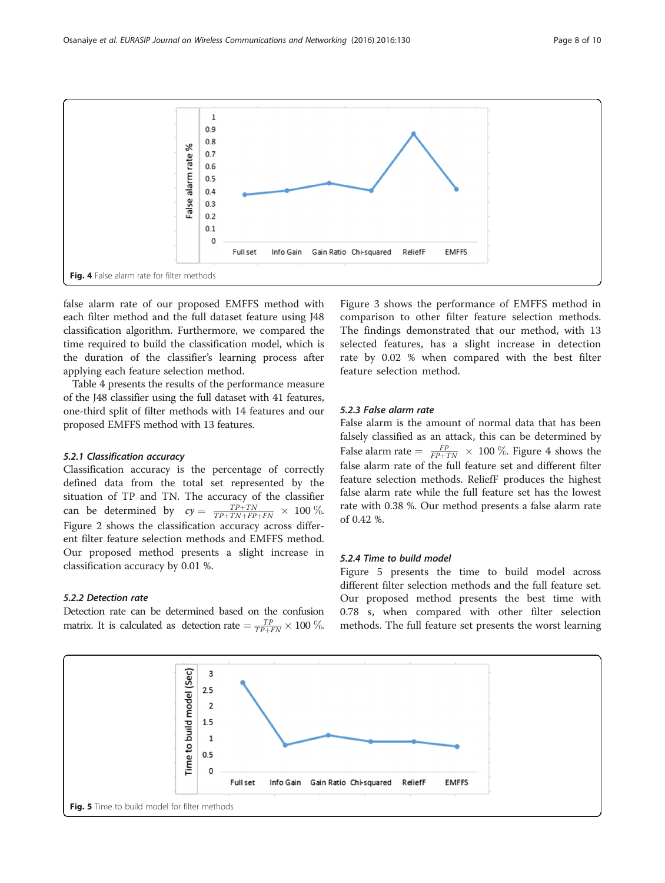Fig. 4 False alarm rate for filter methods

false alarm rate of our proposed EMFFS method with each filter method and the full dataset feature using J48 classification algorithm. Furthermore, we compared the time required to build the classification model, which is the duration of the classifier's learning process after applying each feature selection method.

Table 4 presents the results of the performance measure of the J48 classifier using the full dataset with 41 features, one-third split of filter methods with 14 features and our proposed EMFFS method with 13 features.

#### 5.2.1 Classification accuracy

Classification accuracy is the percentage of correctly defined data from the total set represented by the situation of TP and TN. The accuracy of the classifier can be determined by $cy = \frac{TP+TN}{TP+TN+FP+FN} \times 100\,\%$. Figure 2 shows the classification accuracy across different filter feature selection methods and EMFFS method. Our proposed method presents a slight increase in classification accuracy by 0.01 %.

#### 5.2.2 Detection rate

Detection rate can be determined based on the confusion matrix. It is calculated as $\text{detection rate} = \frac{TP}{TP+FN} \times 100\,\%$. Figure 3 shows the performance of EMFFS method in comparison to other filter feature selection methods. The findings demonstrated that our method, with 13 selected features, has a slight increase in detection rate by 0.02 % when compared with the best filter feature selection method.

#### 5.2.3 False alarm rate

False alarm is the amount of normal data that has been falsely classified as an attack, this can be determined by $\text{False alarm rate} = \frac{FP}{FP+TN} \times 100\,\%$. Figure 4 shows the false alarm rate of the full feature set and different filter feature selection methods. ReliefF produces the highest false alarm rate while the full feature set has the lowest rate with 0.38 %. Our method presents a false alarm rate of 0.42 %.

#### 5.2.4 Time to build model

Figure 5 presents the time to build model across different filter selection methods and the full feature set. Our proposed method presents the best time with 0.78 s, when compared with other filter selection methods. The full feature set presents the worst learning

Fig. 5 Time to build model for filter methods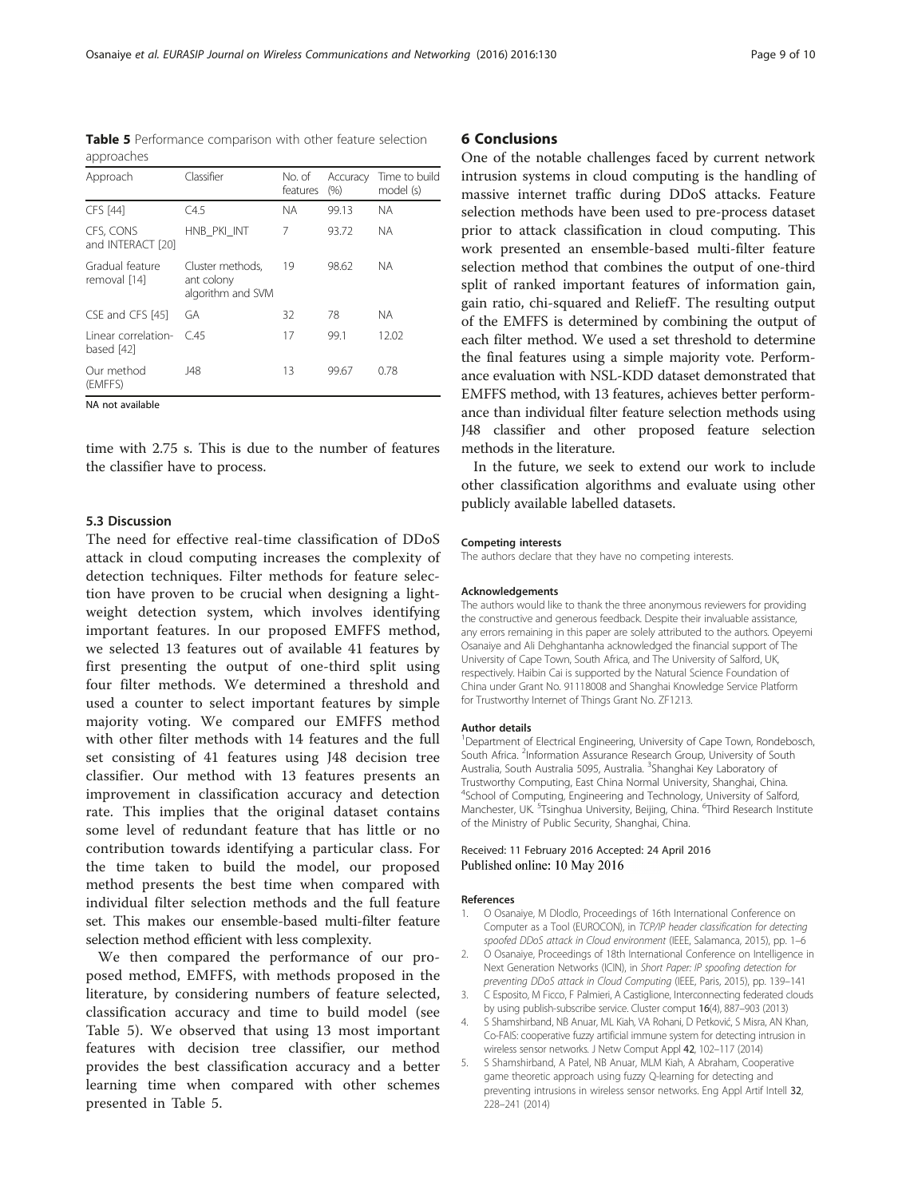**Table 5** Performance comparison with other feature selection approaches

| Approach | Classifier | No. of features | Accuracy (%) | Time to build model (s) |
|---|---|---|---|---|
| CFS [44] | C4.5 | NA | 99.13 | NA |
| CFS, CONS and INTERACT [20] | HNB_PKI_INT | 7 | 93.72 | NA |
| Gradual feature removal [14] | Cluster methods, ant colony algorithm and SVM | 19 | 98.62 | NA |
| CSE and CFS [45] | GA | 32 | 78 | NA |
| Linear correlation-based [42] | C.45 | 17 | 99.1 | 12.02 |
| Our method (EMFFS) | J48 | 13 | 99.67 | 0.78 |

NA not available

time with 2.75 s. This is due to the number of features the classifier have to process.

### 5.3 Discussion

The need for effective real-time classification of DDoS attack in cloud computing increases the complexity of detection techniques. Filter methods for feature selection have proven to be crucial when designing a lightweight detection system, which involves identifying important features. In our proposed EMFFS method, we selected 13 features out of available 41 features by first presenting the output of one-third split using four filter methods. We determined a threshold and used a counter to select important features by simple majority voting. We compared our EMFFS method with other filter methods with 14 features and the full set consisting of 41 features using J48 decision tree classifier. Our method with 13 features presents an improvement in classification accuracy and detection rate. This implies that the original dataset contains some level of redundant feature that has little or no contribution towards identifying a particular class. For the time taken to build the model, our proposed method presents the best time when compared with individual filter selection methods and the full feature set. This makes our ensemble-based multi-filter feature selection method efficient with less complexity.

We then compared the performance of our proposed method, EMFFS, with methods proposed in the literature, by considering numbers of feature selected, classification accuracy and time to build model (see Table 5). We observed that using 13 most important features with decision tree classifier, our method provides the best classification accuracy and a better learning time when compared with other schemes presented in Table 5.

## 6 Conclusions

One of the notable challenges faced by current network intrusion systems in cloud computing is the handling of massive internet traffic during DDoS attacks. Feature selection methods have been used to pre-process dataset prior to attack classification in cloud computing. This work presented an ensemble-based multi-filter feature selection method that combines the output of one-third split of ranked important features of information gain, gain ratio, chi-squared and ReliefF. The resulting output of the EMFFS is determined by combining the output of each filter method. We used a set threshold to determine the final features using a simple majority vote. Performance evaluation with NSL-KDD dataset demonstrated that EMFFS method, with 13 features, achieves better performance than individual filter feature selection methods using J48 classifier and other proposed feature selection methods in the literature.

In the future, we seek to extend our work to include other classification algorithms and evaluate using other publicly available labelled datasets.

#### Competing interests

The authors declare that they have no competing interests.

#### Acknowledgements

The authors would like to thank the three anonymous reviewers for providing the constructive and generous feedback. Despite their invaluable assistance, any errors remaining in this paper are solely attributed to the authors. Opeyemi Osanaiye and Ali Dehghantanha acknowledged the financial support of The University of Cape Town, South Africa, and The University of Salford, UK, respectively. Haibin Cai is supported by the Natural Science Foundation of China under Grant No. 91118008 and Shanghai Knowledge Service Platform for Trustworthy Internet of Things Grant No. ZF1213.

#### Author details

[1]Department of Electrical Engineering, University of Cape Town, Rondebosch, South Africa. [2]Information Assurance Research Group, University of South Australia, South Australia 5095, Australia. [3]Shanghai Key Laboratory of Trustworthy Computing, East China Normal University, Shanghai, China. [4]School of Computing, Engineering and Technology, University of Salford, Manchester, UK. [5]Tsinghua University, Beijing, China. [6]Third Research Institute of the Ministry of Public Security, Shanghai, China.

Received: 11 February 2016 Accepted: 24 April 2016
Published online: 10 May 2016

#### References

1. O Osanaiye, M Dlodlo, Proceedings of 16th International Conference on Computer as a Tool (EUROCON), in *TCP/IP header classification for detecting spoofed DDoS attack in Cloud environment* (IEEE, Salamanca, 2015), pp. 1–6
2. O Osanaiye, Proceedings of 18th International Conference on Intelligence in Next Generation Networks (ICIN), in *Short Paper: IP spoofing detection for preventing DDoS attack in Cloud Computing* (IEEE, Paris, 2015), pp. 139–141
3. C Esposito, M Ficco, F Palmieri, A Castiglione, Interconnecting federated clouds by using publish-subscribe service. Cluster comput **16**(4), 887–903 (2013)
4. S Shamshirband, NB Anuar, ML Kiah, VA Rohani, D Petković, S Misra, AN Khan, Co-FAIS: cooperative fuzzy artificial immune system for detecting intrusion in wireless sensor networks. J Netw Comput Appl **42**, 102–117 (2014)
5. S Shamshirband, A Patel, NB Anuar, MLM Kiah, A Abraham, Cooperative game theoretic approach using fuzzy Q-learning for detecting and preventing intrusions in wireless sensor networks. Eng Appl Artif Intell **32**, 228–241 (2014)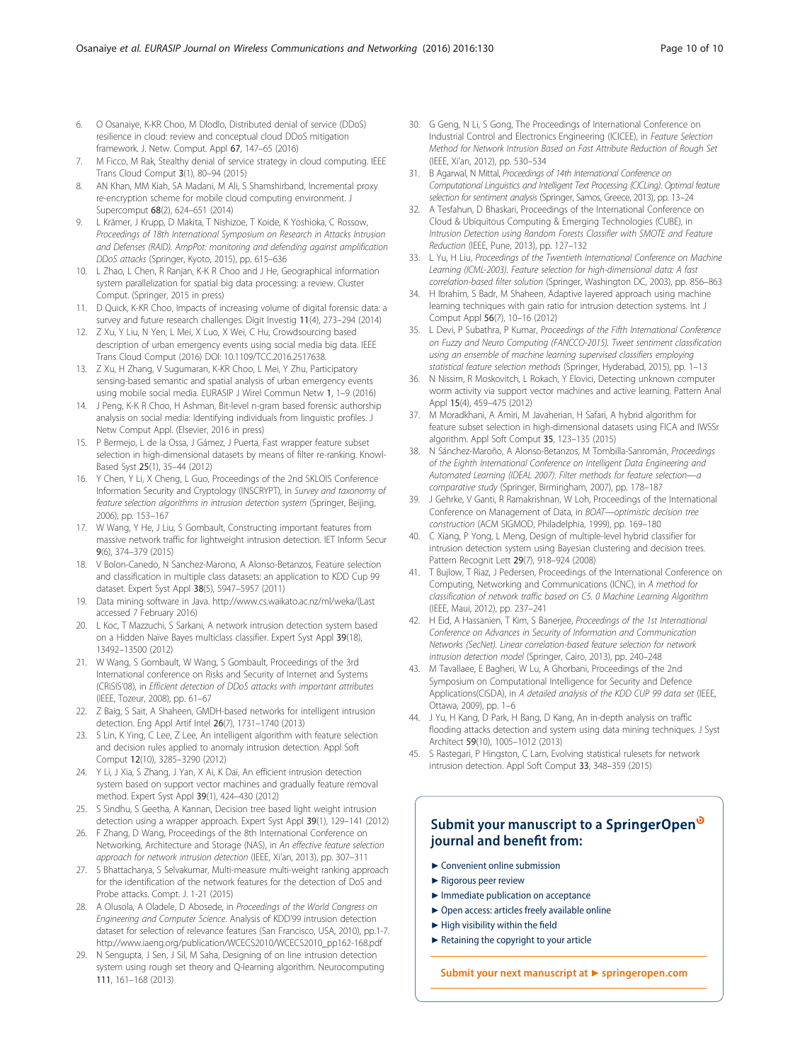6. O Osanaiye, K-KR Choo, M Dlodlo, Distributed denial of service (DDoS) resilience in cloud: review and conceptual cloud DDoS mitigation framework. J. Netw. Comput. Appl **67**, 147–65 (2016)
7. M Ficco, M Rak, Stealthy denial of service strategy in cloud computing. IEEE Trans Cloud Comput **3**(1), 80–94 (2015)
8. AN Khan, MM Kiah, SA Madani, M Ali, S Shamshirband, Incremental proxy re-encryption scheme for mobile cloud computing environment. J Supercomput **68**(2), 624–651 (2014)
9. L Krämer, J Krupp, D Makita, T Nishizoe, T Koide, K Yoshioka, C Rossow, *Proceedings of 18th International Symposium on Research in Attacks Intrusion and Defenses (RAID). AmpPot: monitoring and defending against amplification DDoS attacks* (Springer, Kyoto, 2015), pp. 615–636
10. L Zhao, L Chen, R Ranjan, K-K R Choo and J He, Geographical information system parallelization for spatial big data processing: a review. Cluster Comput. (Springer, 2015 in press)
11. D Quick, K-KR Choo, Impacts of increasing volume of digital forensic data: a survey and future research challenges. Digit Investig **11**(4), 273–294 (2014)
12. Z Xu, Y Liu, N Yen, L Mei, X Luo, X Wei, C Hu, Crowdsourcing based description of urban emergency events using social media big data. IEEE Trans Cloud Comput (2016) DOI: 10.1109/TCC.2016.2517638.
13. Z Xu, H Zhang, V Sugumaran, K-KR Choo, L Mei, Y Zhu, Participatory sensing-based semantic and spatial analysis of urban emergency events using mobile social media. EURASIP J Wirel Commun Netw **1**, 1–9 (2016)
14. J Peng, K-K R Choo, H Ashman, Bit-level n-gram based forensic authorship analysis on social media: Identifying individuals from linguistic profiles. J Netw Comput Appl. (Elsevier, 2016 in press)
15. P Bermejo, L de la Ossa, J Gámez, J Puerta, Fast wrapper feature subset selection in high-dimensional datasets by means of filter re-ranking. Knowl-Based Syst **25**(1), 35–44 (2012)
16. Y Chen, Y Li, X Cheng, L Guo, Proceedings of the 2nd SKLOIS Conference Information Security and Cryptology (INSCRYPT), in *Survey and taxonomy of feature selection algorithms in intrusion detection system* (Springer, Beijing, 2006), pp. 153–167
17. W Wang, Y He, J Liu, S Gombault, Constructing important features from massive network traffic for lightweight intrusion detection. IET Inform Secur **9**(6), 374–379 (2015)
18. V Bolon-Canedo, N Sanchez-Marono, A Alonso-Betanzos, Feature selection and classification in multiple class datasets: an application to KDD Cup 99 dataset. Expert Syst Appl **38**(5), 5947–5957 (2011)
19. Data mining software in Java. http://www.cs.waikato.ac.nz/ml/weka/(Last accessed 7 February 2016)
20. L Koc, T Mazzuchi, S Sarkani, A network intrusion detection system based on a Hidden Naïve Bayes multiclass classifier. Expert Syst Appl **39**(18), 13492–13500 (2012)
21. W Wang, S Gombault, W Wang, S Gombault, Proceedings of the 3rd International conference on Risks and Security of Internet and Systems (CRiSIS'08), in *Efficient detection of DDoS attacks with important attributes* (IEEE, Tozeur, 2008), pp. 61–67
22. Z Baig, S Sait, A Shaheen, GMDH-based networks for intelligent intrusion detection. Eng Appl Artif Intel **26**(7), 1731–1740 (2013)
23. S Lin, K Ying, C Lee, Z Lee, An intelligent algorithm with feature selection and decision rules applied to anomaly intrusion detection. Appl Soft Comput **12**(10), 3285–3290 (2012)
24. Y Li, J Xia, S Zhang, J Yan, X Ai, K Dai, An efficient intrusion detection system based on support vector machines and gradually feature removal method. Expert Syst Appl **39**(1), 424–430 (2012)
25. S Sindhu, S Geetha, A Kannan, Decision tree based light weight intrusion detection using a wrapper approach. Expert Syst Appl **39**(1), 129–141 (2012)
26. F Zhang, D Wang, Proceedings of the 8th International Conference on Networking, Architecture and Storage (NAS), in *An effective feature selection approach for network intrusion detection* (IEEE, Xi'an, 2013), pp. 307–311
27. S Bhattacharya, S Selvakumar, Multi-measure multi-weight ranking approach for the identification of the network features for the detection of DoS and Probe attacks. Compt. J. 1-21 (2015)
28. A Olusola, A Oladele, D Abosede, in *Proceedings of the World Congress on Engineering and Computer Science*. Analysis of KDD'99 intrusion detection dataset for selection of relevance features (San Francisco, USA, 2010), pp.1-7. http://www.iaeng.org/publication/WCECS2010/WCECS2010_pp162-168.pdf
29. N Sengupta, J Sen, J Sil, M Saha, Designing of on line intrusion detection system using rough set theory and Q-learning algorithm. Neurocomputing **111**, 161–168 (2013)
30. G Geng, N Li, S Gong, The Proceedings of International Conference on Industrial Control and Electronics Engineering (ICICEE), in *Feature Selection Method for Network Intrusion Based on Fast Attribute Reduction of Rough Set* (IEEE, Xi'an, 2012), pp. 530–534
31. B Agarwal, N Mittal, *Proceedings of 14th International Conference on Computational Linguistics and Intelligent Text Processing (CICLing). Optimal feature selection for sentiment analysis* (Springer, Samos, Greece, 2013), pp. 13–24
32. A Tesfahun, D Bhaskari, Proceedings of the International Conference on Cloud & Ubiquitous Computing & Emerging Technologies (CUBE), in *Intrusion Detection using Random Forests Classifier with SMOTE and Feature Reduction* (IEEE, Pune, 2013), pp. 127–132
33. L Yu, H Liu, *Proceedings of the Twentieth International Conference on Machine Learning (ICML-2003). Feature selection for high-dimensional data: A fast correlation-based filter solution* (Springer, Washington DC, 2003), pp. 856–863
34. H Ibrahim, S Badr, M Shaheen, Adaptive layered approach using machine learning techniques with gain ratio for intrusion detection systems. Int J Comput Appl **56**(7), 10–16 (2012)
35. L Devi, P Subathra, P Kumar, *Proceedings of the Fifth International Conference on Fuzzy and Neuro Computing (FANCCO-2015). Tweet sentiment classification using an ensemble of machine learning supervised classifiers employing statistical feature selection methods* (Springer, Hyderabad, 2015), pp. 1–13
36. N Nissim, R Moskovitch, L Rokach, Y Elovici, Detecting unknown computer worm activity via support vector machines and active learning. Pattern Anal Appl **15**(4), 459–475 (2012)
37. M Moradkhani, A Amiri, M Javaherian, H Safari, A hybrid algorithm for feature subset selection in high-dimensional datasets using FICA and IWSSr algorithm. Appl Soft Comput **35**, 123–135 (2015)
38. N Sánchez-Maroño, A Alonso-Betanzos, M Tombilla-Sanromán, *Proceedings of the Eighth International Conference on Intelligent Data Engineering and Automated Learning (IDEAL 2007). Filter methods for feature selection—a comparative study* (Springer, Birmingham, 2007), pp. 178–187
39. J Gehrke, V Ganti, R Ramakrishnan, W Loh, Proceedings of the International Conference on Management of Data, in *BOAT—optimistic decision tree construction* (ACM SIGMOD, Philadelphia, 1999), pp. 169–180
40. C Xiang, P Yong, L Meng, Design of multiple-level hybrid classifier for intrusion detection system using Bayesian clustering and decision trees. Pattern Recognit Lett **29**(7), 918–924 (2008)
41. T Bujlow, T Riaz, J Pedersen, Proceedings of the International Conference on Computing, Networking and Communications (ICNC), in *A method for classification of network traffic based on C5. 0 Machine Learning Algorithm* (IEEE, Maui, 2012), pp. 237–241
42. H Eid, A Hassanien, T Kim, S Banerjee, *Proceedings of the 1st International Conference on Advances in Security of Information and Communication Networks (SecNet). Linear correlation-based feature selection for network intrusion detection model* (Springer, Cairo, 2013), pp. 240–248
43. M Tavallaee, E Bagheri, W Lu, A Ghorbani, Proceedings of the 2nd Symposium on Computational Intelligence for Security and Defence Applications(CISDA), in *A detailed analysis of the KDD CUP 99 data set* (IEEE, Ottawa, 2009), pp. 1–6
44. J Yu, H Kang, D Park, H Bang, D Kang, An in-depth analysis on traffic flooding attacks detection and system using data mining techniques. J Syst Architect **59**(10), 1005–1012 (2013)
45. S Rastegari, P Hingston, C Lam, Evolving statistical rulesets for network intrusion detection. Appl Soft Comput **33**, 348–359 (2015)

**Submit your manuscript to a SpringerOpen journal and benefit from:**

- ► Convenient online submission
- ► Rigorous peer review
- ► Immediate publication on acceptance
- ► Open access: articles freely available online
- ► High visibility within the field
- ► Retaining the copyright to your article

**Submit your next manuscript at ► springeropen.com**